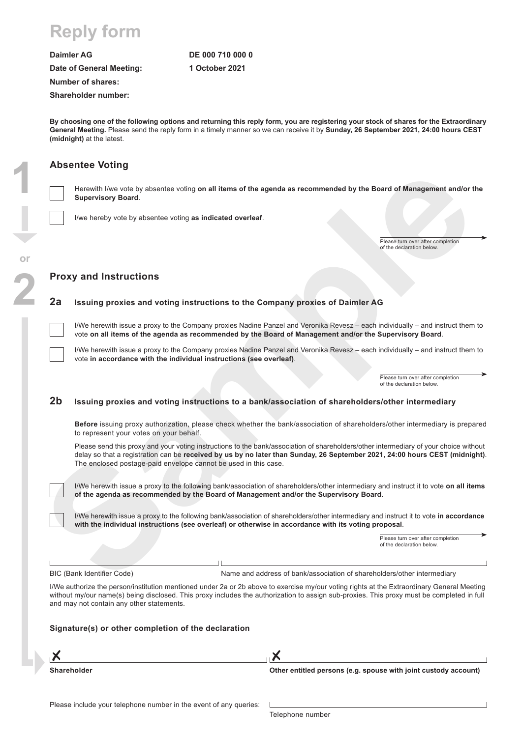# Reply form

| | |
|---|---|
| **Daimler AG** | **DE 000 710 000 0** |
| **Date of General Meeting:** | **1 October 2021** |
| **Number of shares:** | |
| **Shareholder number:** | |

**By choosing one of the following options and returning this reply form, you are registering your stock of shares for the Extraordinary General Meeting.** Please send the reply form in a timely manner so we can receive it by **Sunday, 26 September 2021, 24:00 hours CEST (midnight)** at the latest.

**1**

## Absentee Voting

☐ Herewith I/we vote by absentee voting **on all items of the agenda as recommended by the Board of Management and/or the Supervisory Board**.

☐ I/we hereby vote by absentee voting **as indicated overleaf**.

Please turn over after completion of the declaration below.

**or**

**2**

## Proxy and Instructions

### 2a Issuing proxies and voting instructions to the Company proxies of Daimler AG

☐ I/We herewith issue a proxy to the Company proxies Nadine Panzel and Veronika Revesz – each individually – and instruct them to vote **on all items of the agenda as recommended by the Board of Management and/or the Supervisory Board**.

☐ I/We herewith issue a proxy to the Company proxies Nadine Panzel and Veronika Revesz – each individually – and instruct them to vote **in accordance with the individual instructions (see overleaf)**.

Please turn over after completion of the declaration below.

### 2b Issuing proxies and voting instructions to a bank/association of shareholders/other intermediary

**Before** issuing proxy authorization, please check whether the bank/association of shareholders/other intermediary is prepared to represent your votes on your behalf.

Please send this proxy and your voting instructions to the bank/association of shareholders/other intermediary of your choice without delay so that a registration can be **received by us by no later than Sunday, 26 September 2021, 24:00 hours CEST (midnight)**. The enclosed postage-paid envelope cannot be used in this case.

☐ I/We herewith issue a proxy to the following bank/association of shareholders/other intermediary and instruct it to vote **on all items of the agenda as recommended by the Board of Management and/or the Supervisory Board**.

☐ I/We herewith issue a proxy to the following bank/association of shareholders/other intermediary and instruct it to vote **in accordance with the individual instructions (see overleaf) or otherwise in accordance with its voting proposal**.

Please turn over after completion of the declaration below.

| BIC (Bank Identifier Code) | Name and address of bank/association of shareholders/other intermediary |
|---|---|
| | |

I/We authorize the person/institution mentioned under 2a or 2b above to exercise my/our voting rights at the Extraordinary General Meeting without my/our name(s) being disclosed. This proxy includes the authorization to assign sub-proxies. This proxy must be completed in full and may not contain any other statements.

### Signature(s) or other completion of the declaration

| ✗ | ✗ |
|---|---|
| **Shareholder** | **Other entitled persons (e.g. spouse with joint custody account)** |

Please include your telephone number in the event of any queries: ____________________

Telephone number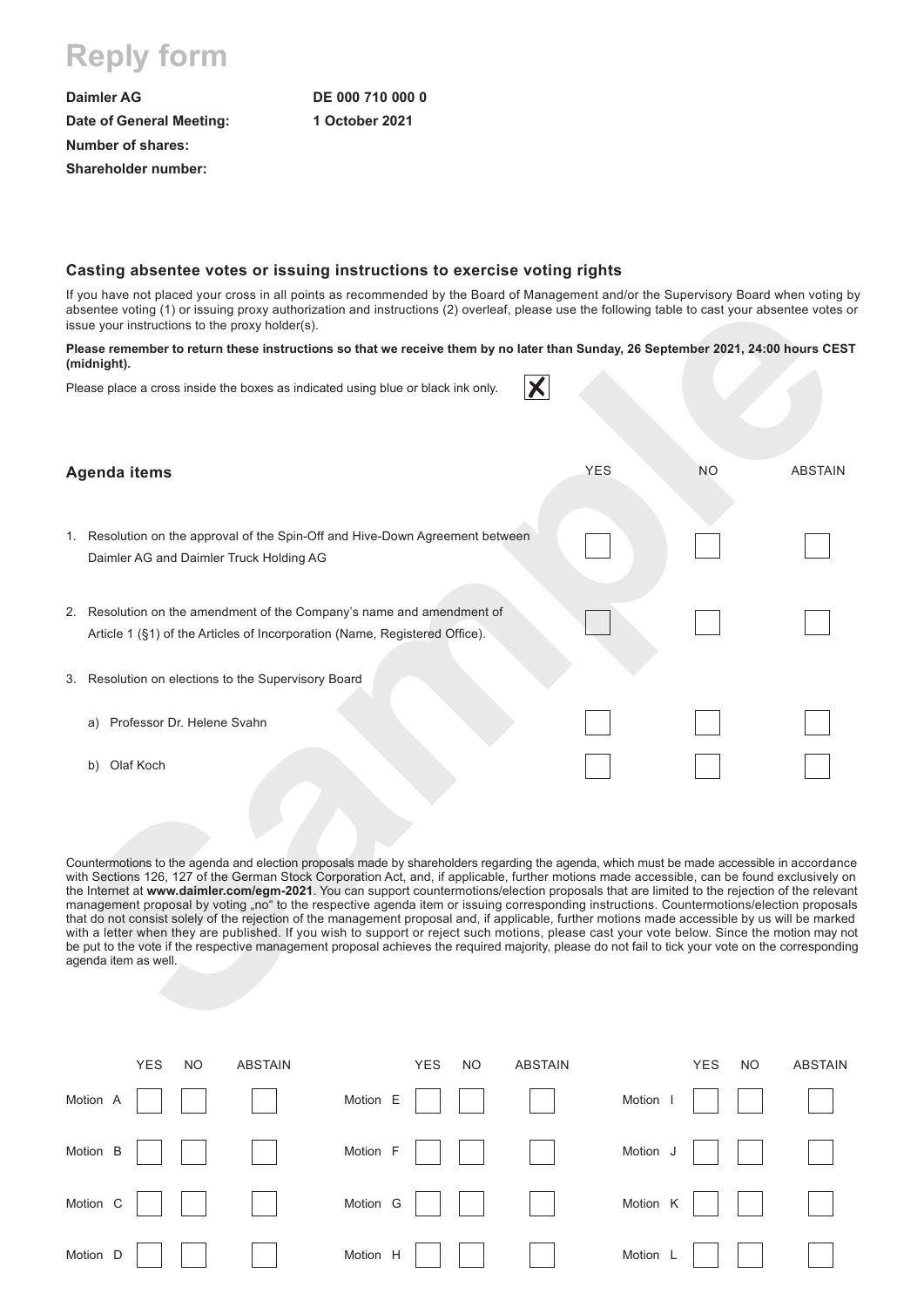# Reply form

**Daimler AG** **DE 000 710 000 0**

**Date of General Meeting:** **1 October 2021**

**Number of shares:**

**Shareholder number:**

### Casting absentee votes or issuing instructions to exercise voting rights

If you have not placed your cross in all points as recommended by the Board of Management and/or the Supervisory Board when voting by absentee voting (1) or issuing proxy authorization and instructions (2) overleaf, please use the following table to cast your absentee votes or issue your instructions to the proxy holder(s).

**Please remember to return these instructions so that we receive them by no later than Sunday, 26 September 2021, 24:00 hours CEST (midnight).**

Please place a cross inside the boxes as indicated using blue or black ink only. ☒

| Agenda items | YES | NO | ABSTAIN |
|---|---|---|---|
| 1. Resolution on the approval of the Spin-Off and Hive-Down Agreement between Daimler AG and Daimler Truck Holding AG | ☐ | ☐ | ☐ |
| 2. Resolution on the amendment of the Company's name and amendment of Article 1 (§1) of the Articles of Incorporation (Name, Registered Office). | ☐ | ☐ | ☐ |
| 3. Resolution on elections to the Supervisory Board | | | |
| a) Professor Dr. Helene Svahn | ☐ | ☐ | ☐ |
| b) Olaf Koch | ☐ | ☐ | ☐ |

Countermotions to the agenda and election proposals made by shareholders regarding the agenda, which must be made accessible in accordance with Sections 126, 127 of the German Stock Corporation Act, and, if applicable, further motions made accessible, can be found exclusively on the Internet at **www.daimler.com/egm-2021**. You can support countermotions/election proposals that are limited to the rejection of the relevant management proposal by voting „no" to the respective agenda item or issuing corresponding instructions. Countermotions/election proposals that do not consist solely of the rejection of the management proposal and, if applicable, further motions made accessible by us will be marked with a letter when they are published. If you wish to support or reject such motions, please cast your vote below. Since the motion may not be put to the vote if the respective management proposal achieves the required majority, please do not fail to tick your vote on the corresponding agenda item as well.

| | YES | NO | ABSTAIN | | YES | NO | ABSTAIN | | YES | NO | ABSTAIN |
|---|---|---|---|---|---|---|---|---|---|---|---|
| Motion A | ☐ | ☐ | ☐ | Motion E | ☐ | ☐ | ☐ | Motion I | ☐ | ☐ | ☐ |
| Motion B | ☐ | ☐ | ☐ | Motion F | ☐ | ☐ | ☐ | Motion J | ☐ | ☐ | ☐ |
| Motion C | ☐ | ☐ | ☐ | Motion G | ☐ | ☐ | ☐ | Motion K | ☐ | ☐ | ☐ |
| Motion D | ☐ | ☐ | ☐ | Motion H | ☐ | ☐ | ☐ | Motion L | ☐ | ☐ | ☐ |